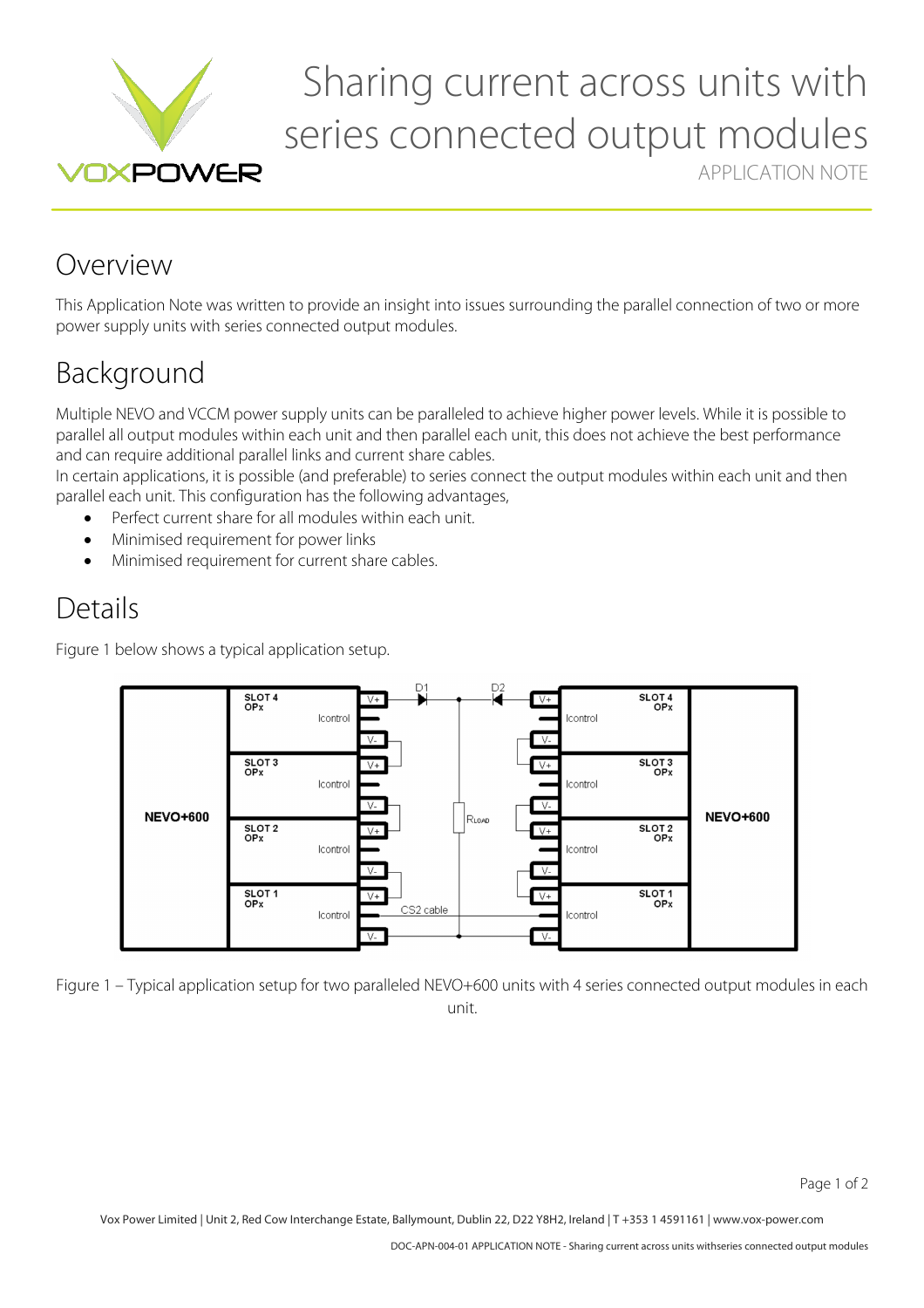# Sharing current across units with series connected output modules

APPLICATION NOTE

## Overview

This Application Note was written to provide an insight into issues surrounding the parallel connection of two or more power supply units with series connected output modules.

## Background

Multiple NEVO and VCCM power supply units can be paralleled to achieve higher power levels. While it is possible to parallel all output modules within each unit and then parallel each unit, this does not achieve the best performance and can require additional parallel links and current share cables.
In certain applications, it is possible (and preferable) to series connect the output modules within each unit and then parallel each unit. This configuration has the following advantages,

- Perfect current share for all modules within each unit.
- Minimised requirement for power links
- Minimised requirement for current share cables.

## Details

Figure 1 below shows a typical application setup.

Figure 1 – Typical application setup for two paralleled NEVO+600 units with 4 series connected output modules in each unit.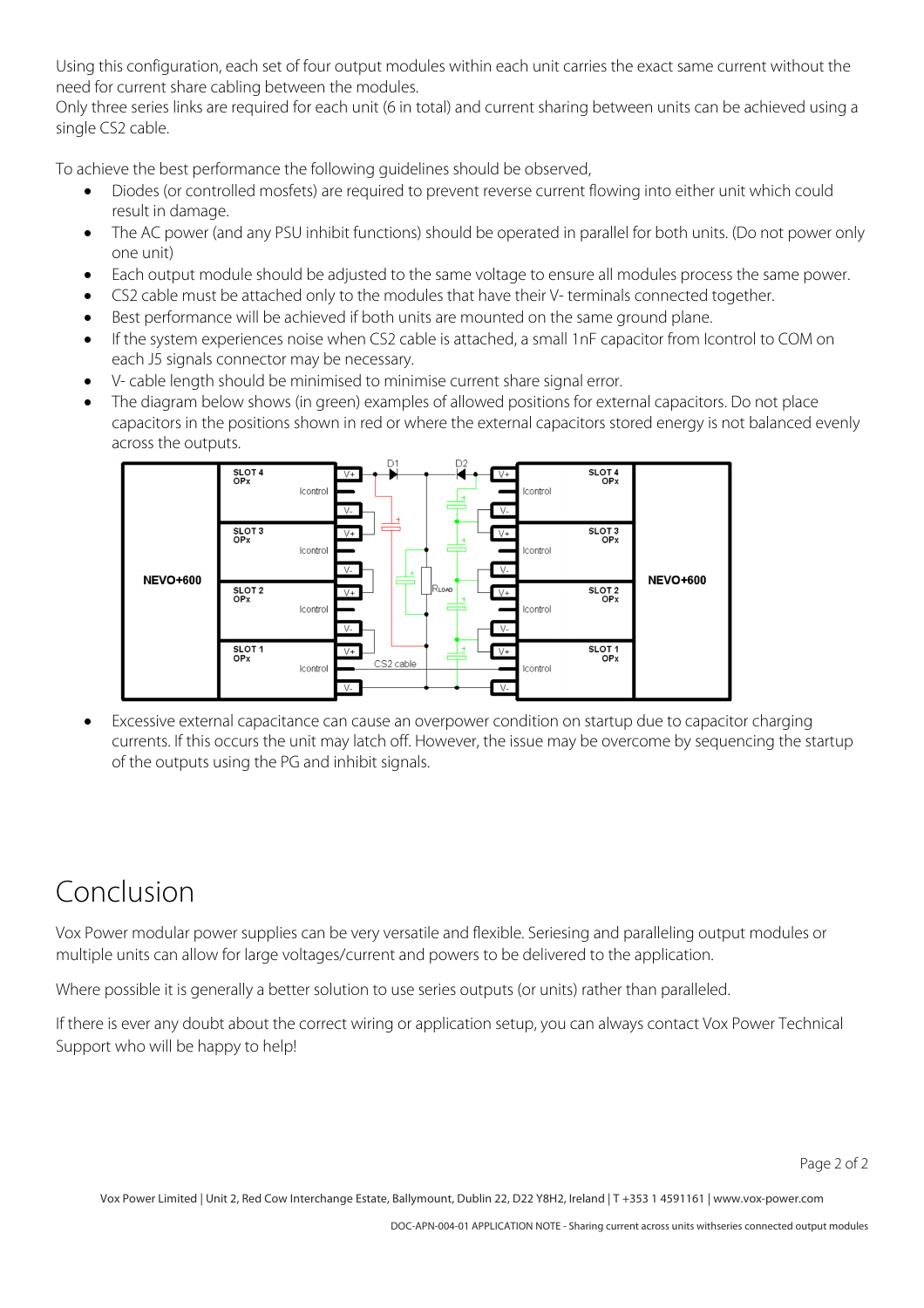Using this configuration, each set of four output modules within each unit carries the exact same current without the need for current share cabling between the modules.
Only three series links are required for each unit (6 in total) and current sharing between units can be achieved using a single CS2 cable.

To achieve the best performance the following guidelines should be observed,

- Diodes (or controlled mosfets) are required to prevent reverse current flowing into either unit which could result in damage.
- The AC power (and any PSU inhibit functions) should be operated in parallel for both units. (Do not power only one unit)
- Each output module should be adjusted to the same voltage to ensure all modules process the same power.
- CS2 cable must be attached only to the modules that have their V- terminals connected together.
- Best performance will be achieved if both units are mounted on the same ground plane.
- If the system experiences noise when CS2 cable is attached, a small 1nF capacitor from Icontrol to COM on each J5 signals connector may be necessary.
- V- cable length should be minimised to minimise current share signal error.
- The diagram below shows (in green) examples of allowed positions for external capacitors. Do not place capacitors in the positions shown in red or where the external capacitors stored energy is not balanced evenly across the outputs.

NEVO+600
SLOT 4 OPx
SLOT 3 OPx
SLOT 2 OPx
SLOT 1 OPx
Icontrol
V+
V-
D1
D2
$R_{LOAD}$
CS2 cable

- Excessive external capacitance can cause an overpower condition on startup due to capacitor charging currents. If this occurs the unit may latch off. However, the issue may be overcome by sequencing the startup of the outputs using the PG and inhibit signals.

# Conclusion

Vox Power modular power supplies can be very versatile and flexible. Seriesing and paralleling output modules or multiple units can allow for large voltages/current and powers to be delivered to the application.

Where possible it is generally a better solution to use series outputs (or units) rather than paralleled.

If there is ever any doubt about the correct wiring or application setup, you can always contact Vox Power Technical Support who will be happy to help!